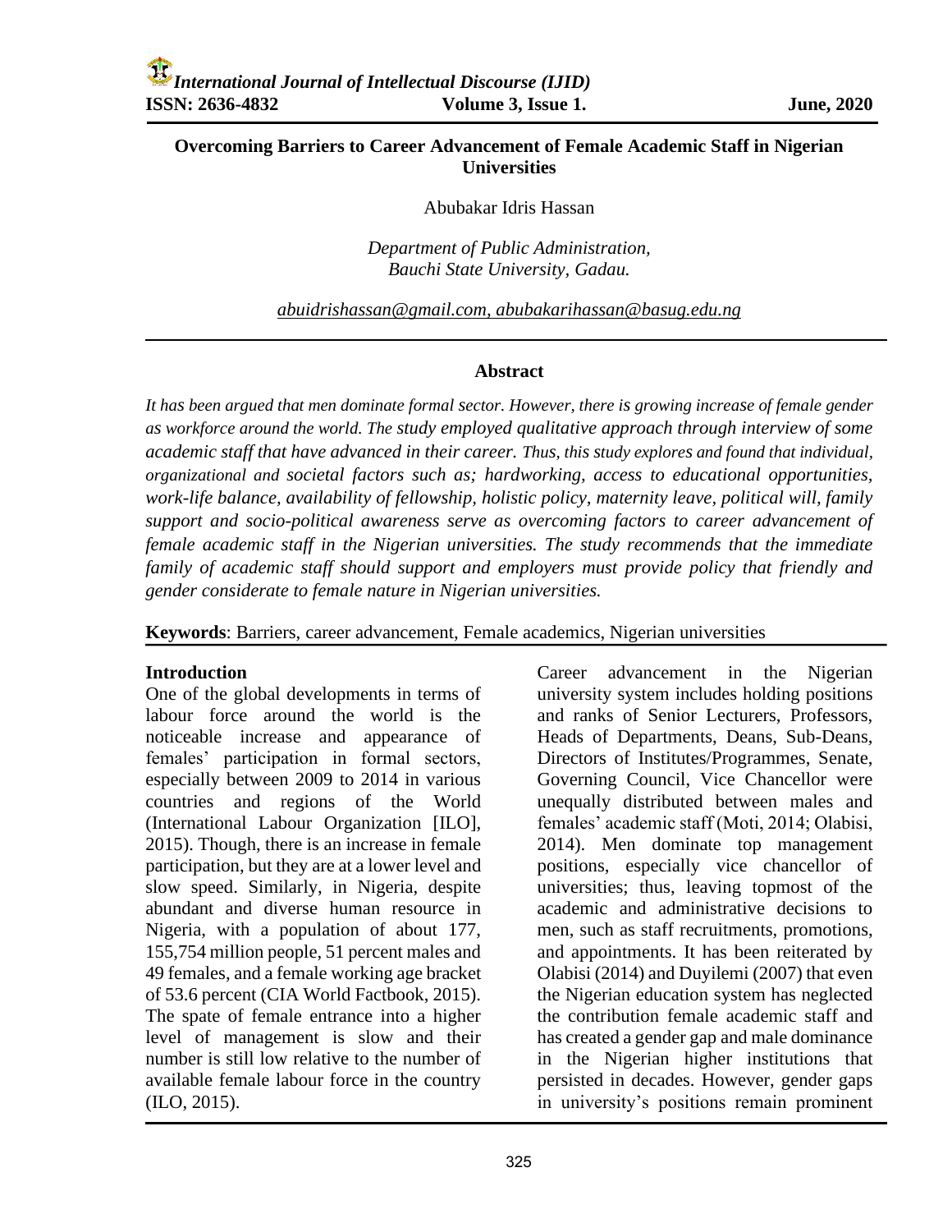# Overcoming Barriers to Career Advancement of Female Academic Staff in Nigerian Universities

Abubakar Idris Hassan

*Department of Public Administration,*
*Bauchi State University, Gadau.*

*abuidrishassan@gmail.com, abubakarihassan@basug.edu.ng*

## Abstract

*It has been argued that men dominate formal sector. However, there is growing increase of female gender as workforce around the world. The study employed qualitative approach through interview of some academic staff that have advanced in their career. Thus, this study explores and found that individual, organizational and societal factors such as; hardworking, access to educational opportunities, work-life balance, availability of fellowship, holistic policy, maternity leave, political will, family support and socio-political awareness serve as overcoming factors to career advancement of female academic staff in the Nigerian universities. The study recommends that the immediate family of academic staff should support and employers must provide policy that friendly and gender considerate to female nature in Nigerian universities.*

**Keywords**: Barriers, career advancement, Female academics, Nigerian universities

## Introduction

One of the global developments in terms of labour force around the world is the noticeable increase and appearance of females' participation in formal sectors, especially between 2009 to 2014 in various countries and regions of the World (International Labour Organization [ILO], 2015). Though, there is an increase in female participation, but they are at a lower level and slow speed. Similarly, in Nigeria, despite abundant and diverse human resource in Nigeria, with a population of about 177, 155,754 million people, 51 percent males and 49 females, and a female working age bracket of 53.6 percent (CIA World Factbook, 2015). The spate of female entrance into a higher level of management is slow and their number is still low relative to the number of available female labour force in the country (ILO, 2015).

Career advancement in the Nigerian university system includes holding positions and ranks of Senior Lecturers, Professors, Heads of Departments, Deans, Sub-Deans, Directors of Institutes/Programmes, Senate, Governing Council, Vice Chancellor were unequally distributed between males and females' academic staff (Moti, 2014; Olabisi, 2014). Men dominate top management positions, especially vice chancellor of universities; thus, leaving topmost of the academic and administrative decisions to men, such as staff recruitments, promotions, and appointments. It has been reiterated by Olabisi (2014) and Duyilemi (2007) that even the Nigerian education system has neglected the contribution female academic staff and has created a gender gap and male dominance in the Nigerian higher institutions that persisted in decades. However, gender gaps in university's positions remain prominent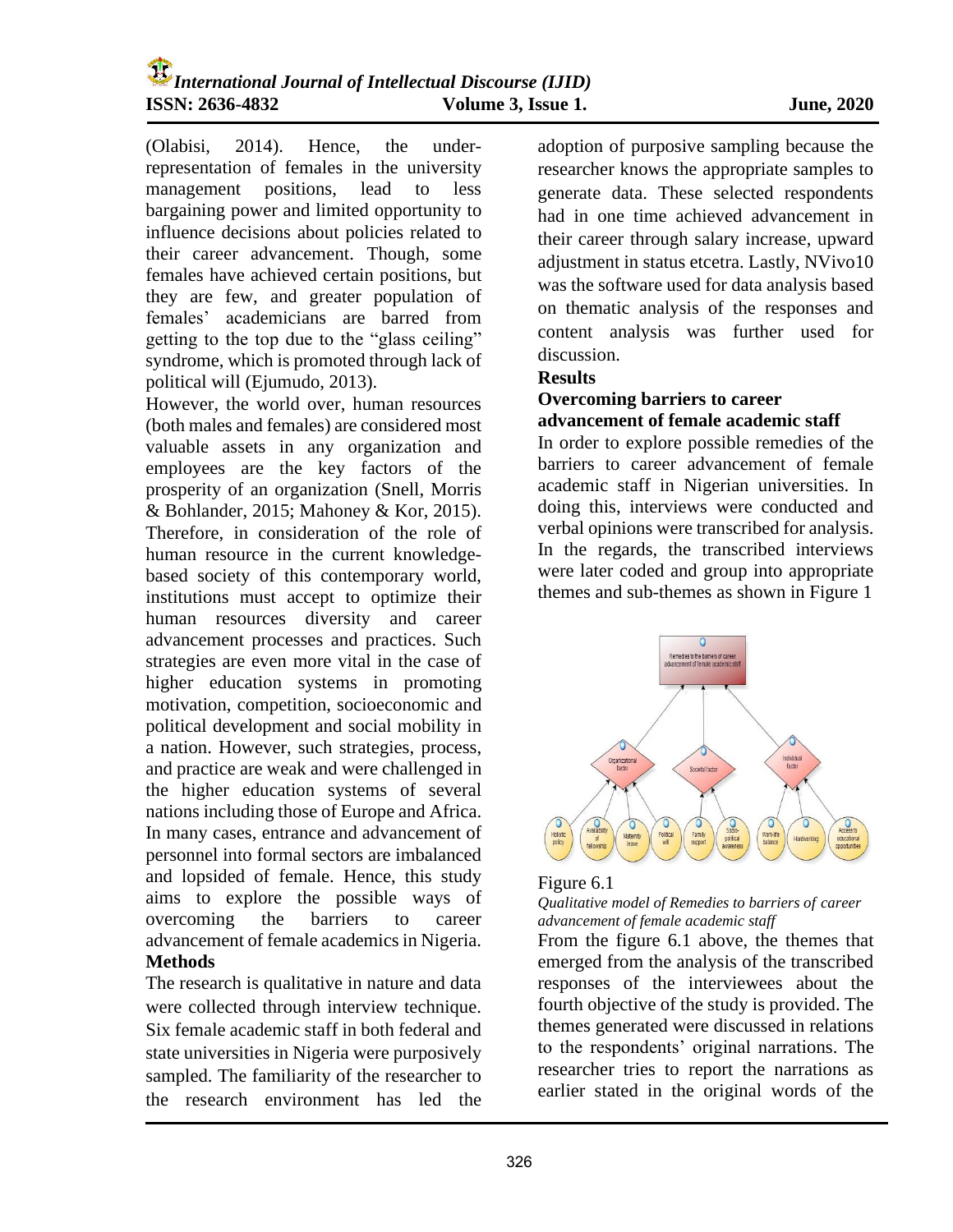(Olabisi, 2014). Hence, the under-representation of females in the university management positions, lead to less bargaining power and limited opportunity to influence decisions about policies related to their career advancement. Though, some females have achieved certain positions, but they are few, and greater population of females' academicians are barred from getting to the top due to the "glass ceiling" syndrome, which is promoted through lack of political will (Ejumudo, 2013).

However, the world over, human resources (both males and females) are considered most valuable assets in any organization and employees are the key factors of the prosperity of an organization (Snell, Morris & Bohlander, 2015; Mahoney & Kor, 2015). Therefore, in consideration of the role of human resource in the current knowledge-based society of this contemporary world, institutions must accept to optimize their human resources diversity and career advancement processes and practices. Such strategies are even more vital in the case of higher education systems in promoting motivation, competition, socioeconomic and political development and social mobility in a nation. However, such strategies, process, and practice are weak and were challenged in the higher education systems of several nations including those of Europe and Africa. In many cases, entrance and advancement of personnel into formal sectors are imbalanced and lopsided of female. Hence, this study aims to explore the possible ways of overcoming the barriers to career advancement of female academics in Nigeria.

**Methods**

The research is qualitative in nature and data were collected through interview technique. Six female academic staff in both federal and state universities in Nigeria were purposively sampled. The familiarity of the researcher to the research environment has led the adoption of purposive sampling because the researcher knows the appropriate samples to generate data. These selected respondents had in one time achieved advancement in their career through salary increase, upward adjustment in status etcetra. Lastly, NVivo10 was the software used for data analysis based on thematic analysis of the responses and content analysis was further used for discussion.

**Results**

**Overcoming barriers to career advancement of female academic staff**

In order to explore possible remedies of the barriers to career advancement of female academic staff in Nigerian universities. In doing this, interviews were conducted and verbal opinions were transcribed for analysis. In the regards, the transcribed interviews were later coded and group into appropriate themes and sub-themes as shown in Figure 1

Figure 6.1

*Qualitative model of Remedies to barriers of career advancement of female academic staff*

From the figure 6.1 above, the themes that emerged from the analysis of the transcribed responses of the interviewees about the fourth objective of the study is provided. The themes generated were discussed in relations to the respondents' original narrations. The researcher tries to report the narrations as earlier stated in the original words of the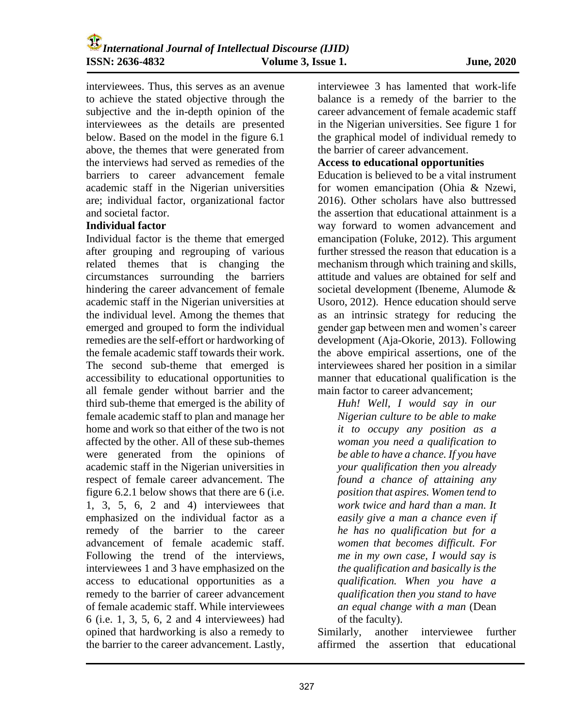interviewees. Thus, this serves as an avenue to achieve the stated objective through the subjective and the in-depth opinion of the interviewees as the details are presented below. Based on the model in the figure 6.1 above, the themes that were generated from the interviews had served as remedies of the barriers to career advancement female academic staff in the Nigerian universities are; individual factor, organizational factor and societal factor.

### Individual factor

Individual factor is the theme that emerged after grouping and regrouping of various related themes that is changing the circumstances surrounding the barriers hindering the career advancement of female academic staff in the Nigerian universities at the individual level. Among the themes that emerged and grouped to form the individual remedies are the self-effort or hardworking of the female academic staff towards their work. The second sub-theme that emerged is accessibility to educational opportunities to all female gender without barrier and the third sub-theme that emerged is the ability of female academic staff to plan and manage her home and work so that either of the two is not affected by the other. All of these sub-themes were generated from the opinions of academic staff in the Nigerian universities in respect of female career advancement. The figure 6.2.1 below shows that there are 6 (i.e. 1, 3, 5, 6, 2 and 4) interviewees that emphasized on the individual factor as a remedy of the barrier to the career advancement of female academic staff. Following the trend of the interviews, interviewees 1 and 3 have emphasized on the access to educational opportunities as a remedy to the barrier of career advancement of female academic staff. While interviewees 6 (i.e. 1, 3, 5, 6, 2 and 4 interviewees) had opined that hardworking is also a remedy to the barrier to the career advancement. Lastly, interviewee 3 has lamented that work-life balance is a remedy of the barrier to the career advancement of female academic staff in the Nigerian universities. See figure 1 for the graphical model of individual remedy to the barrier of career advancement.

### Access to educational opportunities

Education is believed to be a vital instrument for women emancipation (Ohia & Nzewi, 2016). Other scholars have also buttressed the assertion that educational attainment is a way forward to women advancement and emancipation (Foluke, 2012). This argument further stressed the reason that education is a mechanism through which training and skills, attitude and values are obtained for self and societal development (Ibeneme, Alumode & Usoro, 2012). Hence education should serve as an intrinsic strategy for reducing the gender gap between men and women's career development (Aja-Okorie, 2013). Following the above empirical assertions, one of the interviewees shared her position in a similar manner that educational qualification is the main factor to career advancement;

> *Huh! Well, I would say in our Nigerian culture to be able to make it to occupy any position as a woman you need a qualification to be able to have a chance. If you have your qualification then you already found a chance of attaining any position that aspires. Women tend to work twice and hard than a man. It easily give a man a chance even if he has no qualification but for a women that becomes difficult. For me in my own case, I would say is the qualification and basically is the qualification. When you have a qualification then you stand to have an equal change with a man* (Dean of the faculty).

Similarly, another interviewee further affirmed the assertion that educational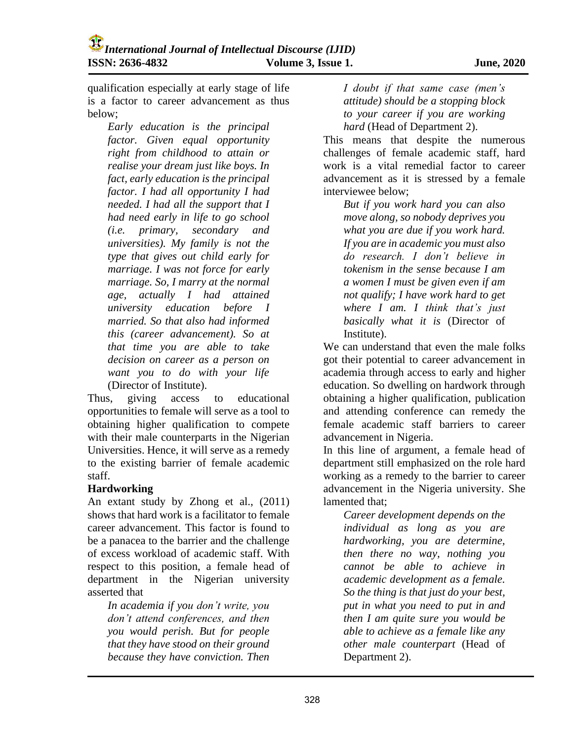qualification especially at early stage of life is a factor to career advancement as thus below;

> *Early education is the principal factor. Given equal opportunity right from childhood to attain or realise your dream just like boys. In fact, early education is the principal factor. I had all opportunity I had needed. I had all the support that I had need early in life to go school (i.e. primary, secondary and universities). My family is not the type that gives out child early for marriage. I was not force for early marriage. So, I marry at the normal age, actually I had attained university education before I married. So that also had informed this (career advancement). So at that time you are able to take decision on career as a person on want you to do with your life* (Director of Institute).

Thus, giving access to educational opportunities to female will serve as a tool to obtaining higher qualification to compete with their male counterparts in the Nigerian Universities. Hence, it will serve as a remedy to the existing barrier of female academic staff.

**Hardworking**

An extant study by Zhong et al., (2011) shows that hard work is a facilitator to female career advancement. This factor is found to be a panacea to the barrier and the challenge of excess workload of academic staff. With respect to this position, a female head of department in the Nigerian university asserted that

> *In academia if you don't write, you don't attend conferences, and then you would perish. But for people that they have stood on their ground because they have conviction. Then I doubt if that same case (men's attitude) should be a stopping block to your career if you are working hard* (Head of Department 2).

This means that despite the numerous challenges of female academic staff, hard work is a vital remedial factor to career advancement as it is stressed by a female interviewee below;

> *But if you work hard you can also move along, so nobody deprives you what you are due if you work hard. If you are in academic you must also do research. I don't believe in tokenism in the sense because I am a women I must be given even if am not qualify; I have work hard to get where I am. I think that's just basically what it is* (Director of Institute).

We can understand that even the male folks got their potential to career advancement in academia through access to early and higher education. So dwelling on hardwork through obtaining a higher qualification, publication and attending conference can remedy the female academic staff barriers to career advancement in Nigeria.

In this line of argument, a female head of department still emphasized on the role hard working as a remedy to the barrier to career advancement in the Nigeria university. She lamented that;

> *Career development depends on the individual as long as you are hardworking, you are determine, then there no way, nothing you cannot be able to achieve in academic development as a female. So the thing is that just do your best, put in what you need to put in and then I am quite sure you would be able to achieve as a female like any other male counterpart* (Head of Department 2).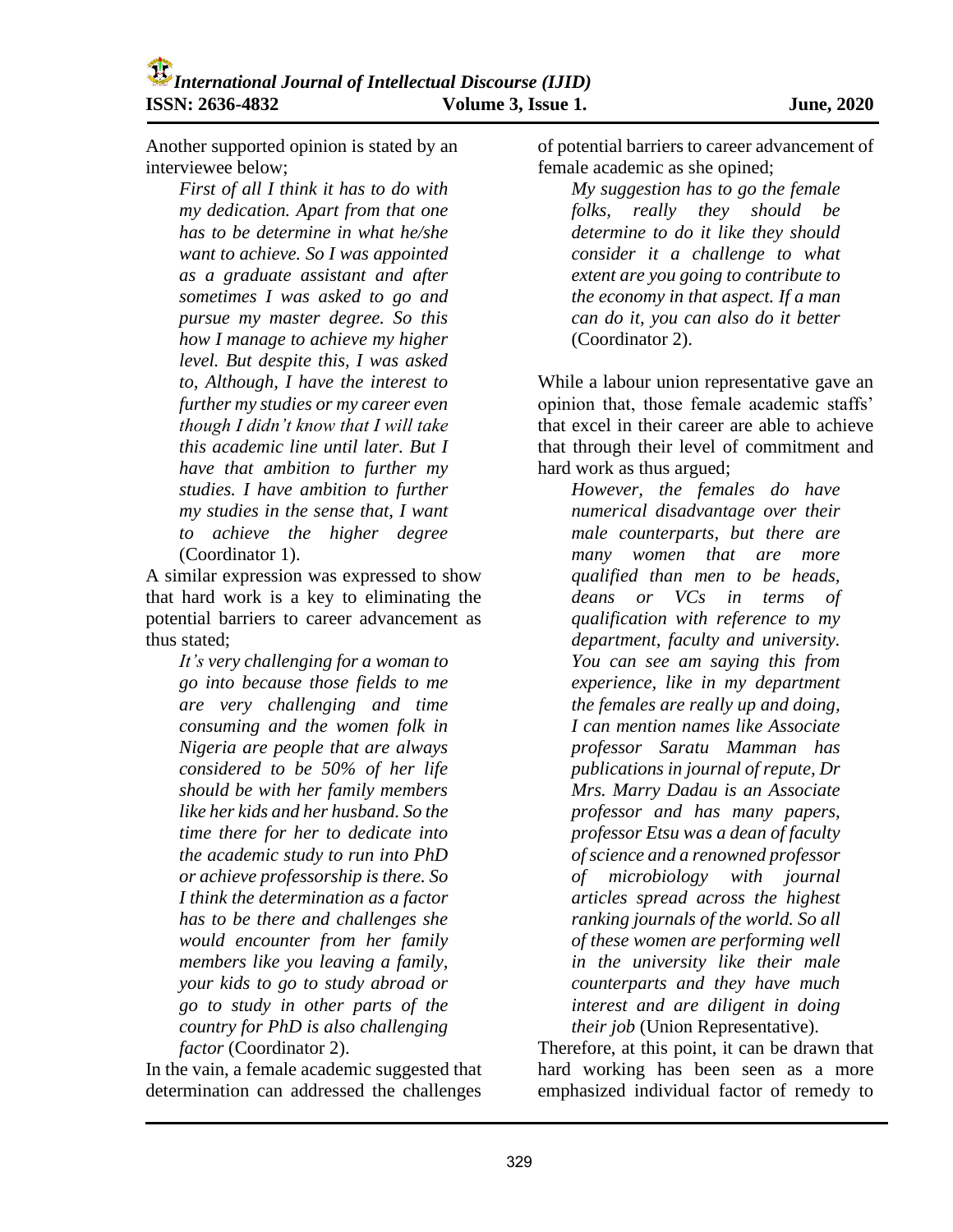Another supported opinion is stated by an interviewee below;

> *First of all I think it has to do with my dedication. Apart from that one has to be determine in what he/she want to achieve. So I was appointed as a graduate assistant and after sometimes I was asked to go and pursue my master degree. So this how I manage to achieve my higher level. But despite this, I was asked to, Although, I have the interest to further my studies or my career even though I didn't know that I will take this academic line until later. But I have that ambition to further my studies. I have ambition to further my studies in the sense that, I want to achieve the higher degree* (Coordinator 1).

A similar expression was expressed to show that hard work is a key to eliminating the potential barriers to career advancement as thus stated;

> *It's very challenging for a woman to go into because those fields to me are very challenging and time consuming and the women folk in Nigeria are people that are always considered to be 50% of her life should be with her family members like her kids and her husband. So the time there for her to dedicate into the academic study to run into PhD or achieve professorship is there. So I think the determination as a factor has to be there and challenges she would encounter from her family members like you leaving a family, your kids to go to study abroad or go to study in other parts of the country for PhD is also challenging factor* (Coordinator 2).

In the vain, a female academic suggested that determination can addressed the challenges of potential barriers to career advancement of female academic as she opined;

> *My suggestion has to go the female folks, really they should be determine to do it like they should consider it a challenge to what extent are you going to contribute to the economy in that aspect. If a man can do it, you can also do it better* (Coordinator 2).

While a labour union representative gave an opinion that, those female academic staffs' that excel in their career are able to achieve that through their level of commitment and hard work as thus argued;

> *However, the females do have numerical disadvantage over their male counterparts, but there are many women that are more qualified than men to be heads, deans or VCs in terms of qualification with reference to my department, faculty and university. You can see am saying this from experience, like in my department the females are really up and doing, I can mention names like Associate professor Saratu Mamman has publications in journal of repute, Dr Mrs. Marry Dadau is an Associate professor and has many papers, professor Etsu was a dean of faculty of science and a renowned professor of microbiology with journal articles spread across the highest ranking journals of the world. So all of these women are performing well in the university like their male counterparts and they have much interest and are diligent in doing their job* (Union Representative).

Therefore, at this point, it can be drawn that hard working has been seen as a more emphasized individual factor of remedy to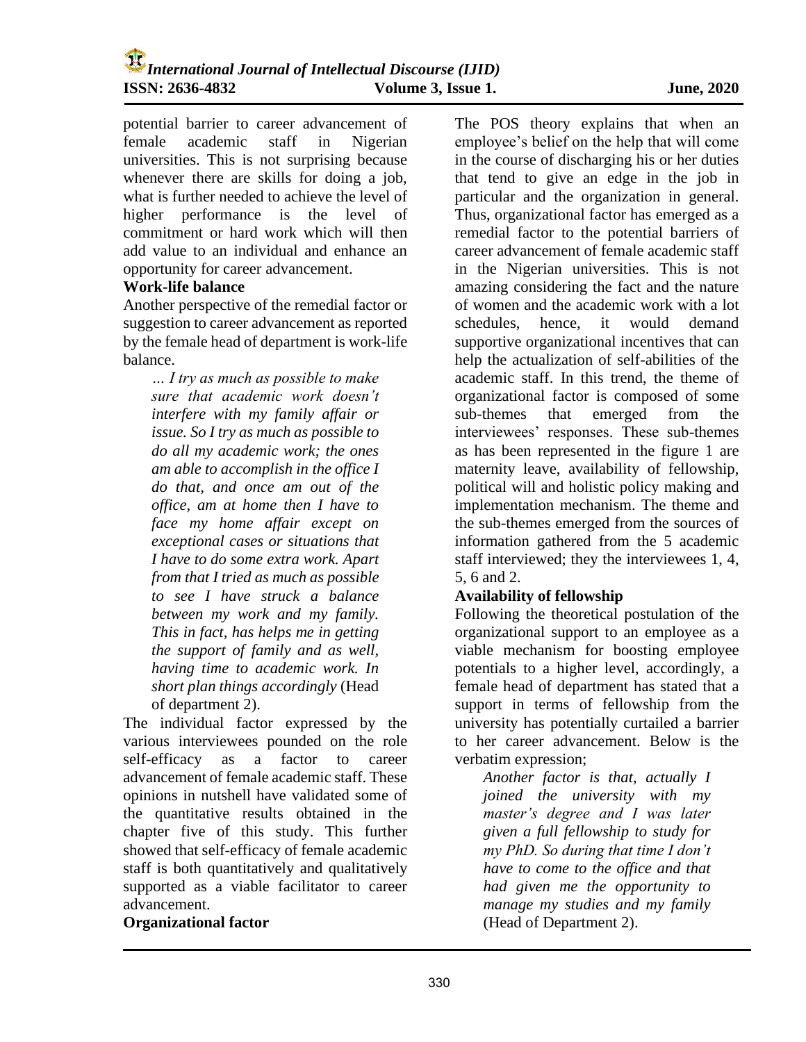potential barrier to career advancement of female academic staff in Nigerian universities. This is not surprising because whenever there are skills for doing a job, what is further needed to achieve the level of higher performance is the level of commitment or hard work which will then add value to an individual and enhance an opportunity for career advancement.

**Work-life balance**

Another perspective of the remedial factor or suggestion to career advancement as reported by the female head of department is work-life balance.

> *… I try as much as possible to make sure that academic work doesn't interfere with my family affair or issue. So I try as much as possible to do all my academic work; the ones am able to accomplish in the office I do that, and once am out of the office, am at home then I have to face my home affair except on exceptional cases or situations that I have to do some extra work. Apart from that I tried as much as possible to see I have struck a balance between my work and my family. This in fact, has helps me in getting the support of family and as well, having time to academic work. In short plan things accordingly* (Head of department 2).

The individual factor expressed by the various interviewees pounded on the role self-efficacy as a factor to career advancement of female academic staff. These opinions in nutshell have validated some of the quantitative results obtained in the chapter five of this study. This further showed that self-efficacy of female academic staff is both quantitatively and qualitatively supported as a viable facilitator to career advancement.

**Organizational factor**

The POS theory explains that when an employee's belief on the help that will come in the course of discharging his or her duties that tend to give an edge in the job in particular and the organization in general. Thus, organizational factor has emerged as a remedial factor to the potential barriers of career advancement of female academic staff in the Nigerian universities. This is not amazing considering the fact and the nature of women and the academic work with a lot schedules, hence, it would demand supportive organizational incentives that can help the actualization of self-abilities of the academic staff. In this trend, the theme of organizational factor is composed of some sub-themes that emerged from the interviewees' responses. These sub-themes as has been represented in the figure 1 are maternity leave, availability of fellowship, political will and holistic policy making and implementation mechanism. The theme and the sub-themes emerged from the sources of information gathered from the 5 academic staff interviewed; they the interviewees 1, 4, 5, 6 and 2.

**Availability of fellowship**

Following the theoretical postulation of the organizational support to an employee as a viable mechanism for boosting employee potentials to a higher level, accordingly, a female head of department has stated that a support in terms of fellowship from the university has potentially curtailed a barrier to her career advancement. Below is the verbatim expression;

> *Another factor is that, actually I joined the university with my master's degree and I was later given a full fellowship to study for my PhD. So during that time I don't have to come to the office and that had given me the opportunity to manage my studies and my family* (Head of Department 2).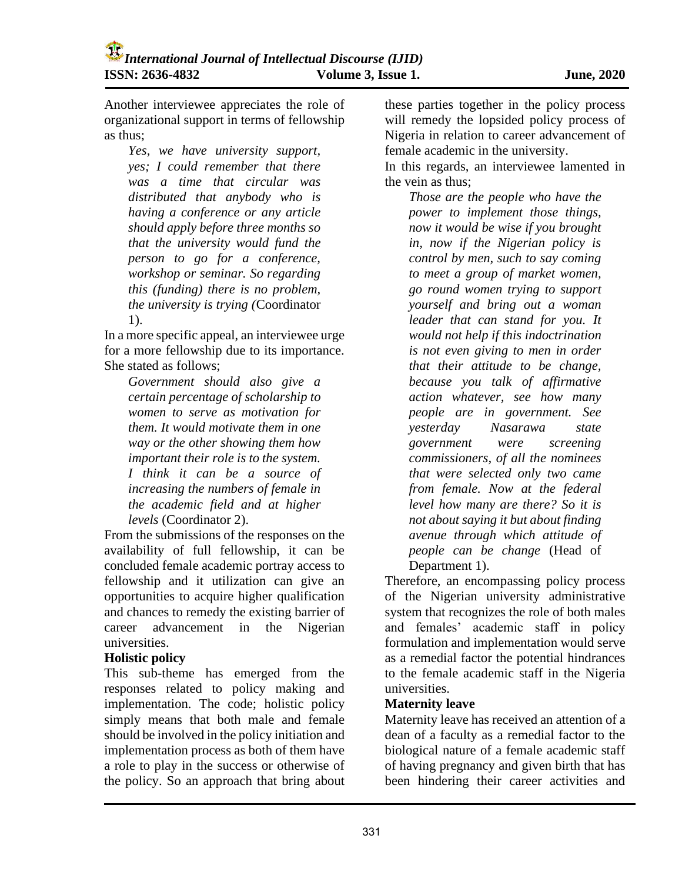Another interviewee appreciates the role of organizational support in terms of fellowship as thus;

> *Yes, we have university support, yes; I could remember that there was a time that circular was distributed that anybody who is having a conference or any article should apply before three months so that the university would fund the person to go for a conference, workshop or seminar. So regarding this (funding) there is no problem, the university is trying (*Coordinator 1).

In a more specific appeal, an interviewee urge for a more fellowship due to its importance. She stated as follows;

> *Government should also give a certain percentage of scholarship to women to serve as motivation for them. It would motivate them in one way or the other showing them how important their role is to the system. I think it can be a source of increasing the numbers of female in the academic field and at higher levels* (Coordinator 2).

From the submissions of the responses on the availability of full fellowship, it can be concluded female academic portray access to fellowship and it utilization can give an opportunities to acquire higher qualification and chances to remedy the existing barrier of career advancement in the Nigerian universities.

**Holistic policy**

This sub-theme has emerged from the responses related to policy making and implementation. The code; holistic policy simply means that both male and female should be involved in the policy initiation and implementation process as both of them have a role to play in the success or otherwise of the policy. So an approach that bring about these parties together in the policy process will remedy the lopsided policy process of Nigeria in relation to career advancement of female academic in the university.

In this regards, an interviewee lamented in the vein as thus;

> *Those are the people who have the power to implement those things, now it would be wise if you brought in, now if the Nigerian policy is control by men, such to say coming to meet a group of market women, go round women trying to support yourself and bring out a woman leader that can stand for you. It would not help if this indoctrination is not even giving to men in order that their attitude to be change, because you talk of affirmative action whatever, see how many people are in government. See yesterday Nasarawa state government were screening commissioners, of all the nominees that were selected only two came from female. Now at the federal level how many are there? So it is not about saying it but about finding avenue through which attitude of people can be change* (Head of Department 1).

Therefore, an encompassing policy process of the Nigerian university administrative system that recognizes the role of both males and females' academic staff in policy formulation and implementation would serve as a remedial factor the potential hindrances to the female academic staff in the Nigeria universities.

**Maternity leave**

Maternity leave has received an attention of a dean of a faculty as a remedial factor to the biological nature of a female academic staff of having pregnancy and given birth that has been hindering their career activities and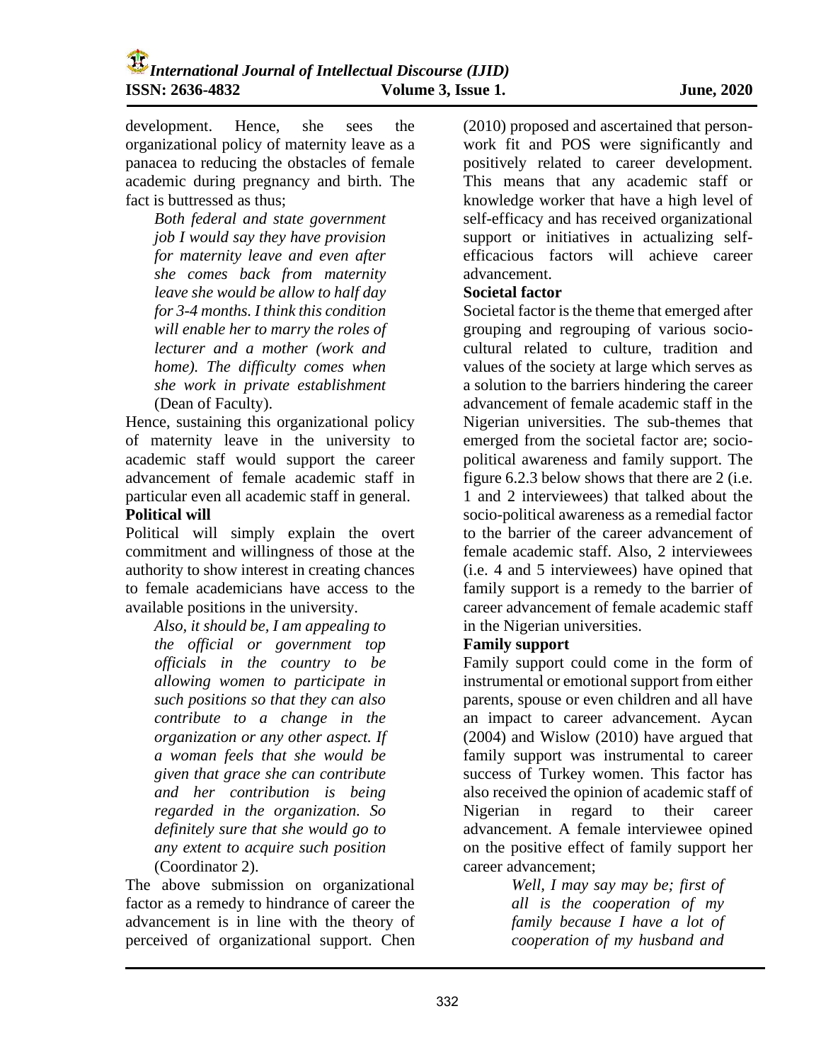development. Hence, she sees the organizational policy of maternity leave as a panacea to reducing the obstacles of female academic during pregnancy and birth. The fact is buttressed as thus;

> *Both federal and state government job I would say they have provision for maternity leave and even after she comes back from maternity leave she would be allow to half day for 3-4 months. I think this condition will enable her to marry the roles of lecturer and a mother (work and home). The difficulty comes when she work in private establishment* (Dean of Faculty).

Hence, sustaining this organizational policy of maternity leave in the university to academic staff would support the career advancement of female academic staff in particular even all academic staff in general.

**Political will**

Political will simply explain the overt commitment and willingness of those at the authority to show interest in creating chances to female academicians have access to the available positions in the university.

> *Also, it should be, I am appealing to the official or government top officials in the country to be allowing women to participate in such positions so that they can also contribute to a change in the organization or any other aspect. If a woman feels that she would be given that grace she can contribute and her contribution is being regarded in the organization. So definitely sure that she would go to any extent to acquire such position* (Coordinator 2).

The above submission on organizational factor as a remedy to hindrance of career the advancement is in line with the theory of perceived of organizational support. Chen (2010) proposed and ascertained that person-work fit and POS were significantly and positively related to career development. This means that any academic staff or knowledge worker that have a high level of self-efficacy and has received organizational support or initiatives in actualizing self-efficacious factors will achieve career advancement.

**Societal factor**

Societal factor is the theme that emerged after grouping and regrouping of various socio-cultural related to culture, tradition and values of the society at large which serves as a solution to the barriers hindering the career advancement of female academic staff in the Nigerian universities. The sub-themes that emerged from the societal factor are; socio-political awareness and family support. The figure 6.2.3 below shows that there are 2 (i.e. 1 and 2 interviewees) that talked about the socio-political awareness as a remedial factor to the barrier of the career advancement of female academic staff. Also, 2 interviewees (i.e. 4 and 5 interviewees) have opined that family support is a remedy to the barrier of career advancement of female academic staff in the Nigerian universities.

**Family support**

Family support could come in the form of instrumental or emotional support from either parents, spouse or even children and all have an impact to career advancement. Aycan (2004) and Wislow (2010) have argued that family support was instrumental to career success of Turkey women. This factor has also received the opinion of academic staff of Nigerian in regard to their career advancement. A female interviewee opined on the positive effect of family support her career advancement;

> *Well, I may say may be; first of all is the cooperation of my family because I have a lot of cooperation of my husband and*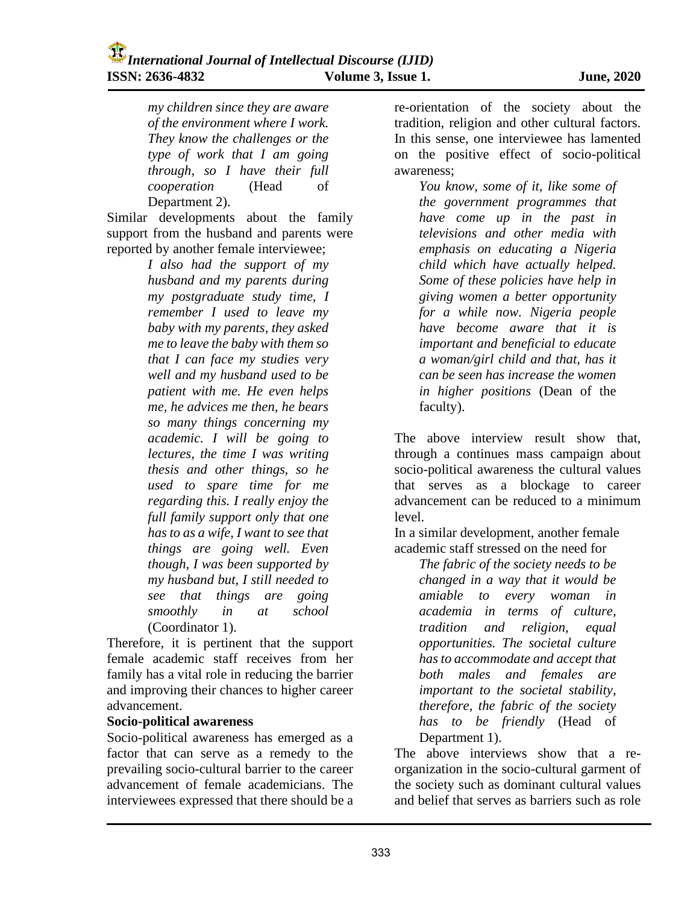*my children since they are aware of the environment where I work. They know the challenges or the type of work that I am going through, so I have their full cooperation* (Head of Department 2).

Similar developments about the family support from the husband and parents were reported by another female interviewee;

> *I also had the support of my husband and my parents during my postgraduate study time, I remember I used to leave my baby with my parents, they asked me to leave the baby with them so that I can face my studies very well and my husband used to be patient with me. He even helps me, he advices me then, he bears so many things concerning my academic. I will be going to lectures, the time I was writing thesis and other things, so he used to spare time for me regarding this. I really enjoy the full family support only that one has to as a wife, I want to see that things are going well. Even though, I was been supported by my husband but, I still needed to see that things are going smoothly in at school* (Coordinator 1).

Therefore, it is pertinent that the support female academic staff receives from her family has a vital role in reducing the barrier and improving their chances to higher career advancement.

**Socio-political awareness**

Socio-political awareness has emerged as a factor that can serve as a remedy to the prevailing socio-cultural barrier to the career advancement of female academicians. The interviewees expressed that there should be a re-orientation of the society about the tradition, religion and other cultural factors. In this sense, one interviewee has lamented on the positive effect of socio-political awareness;

> *You know, some of it, like some of the government programmes that have come up in the past in televisions and other media with emphasis on educating a Nigeria child which have actually helped. Some of these policies have help in giving women a better opportunity for a while now. Nigeria people have become aware that it is important and beneficial to educate a woman/girl child and that, has it can be seen has increase the women in higher positions* (Dean of the faculty).

The above interview result show that, through a continues mass campaign about socio-political awareness the cultural values that serves as a blockage to career advancement can be reduced to a minimum level.

In a similar development, another female academic staff stressed on the need for

> *The fabric of the society needs to be changed in a way that it would be amiable to every woman in academia in terms of culture, tradition and religion, equal opportunities. The societal culture has to accommodate and accept that both males and females are important to the societal stability, therefore, the fabric of the society has to be friendly* (Head of Department 1).

The above interviews show that a re-organization in the socio-cultural garment of the society such as dominant cultural values and belief that serves as barriers such as role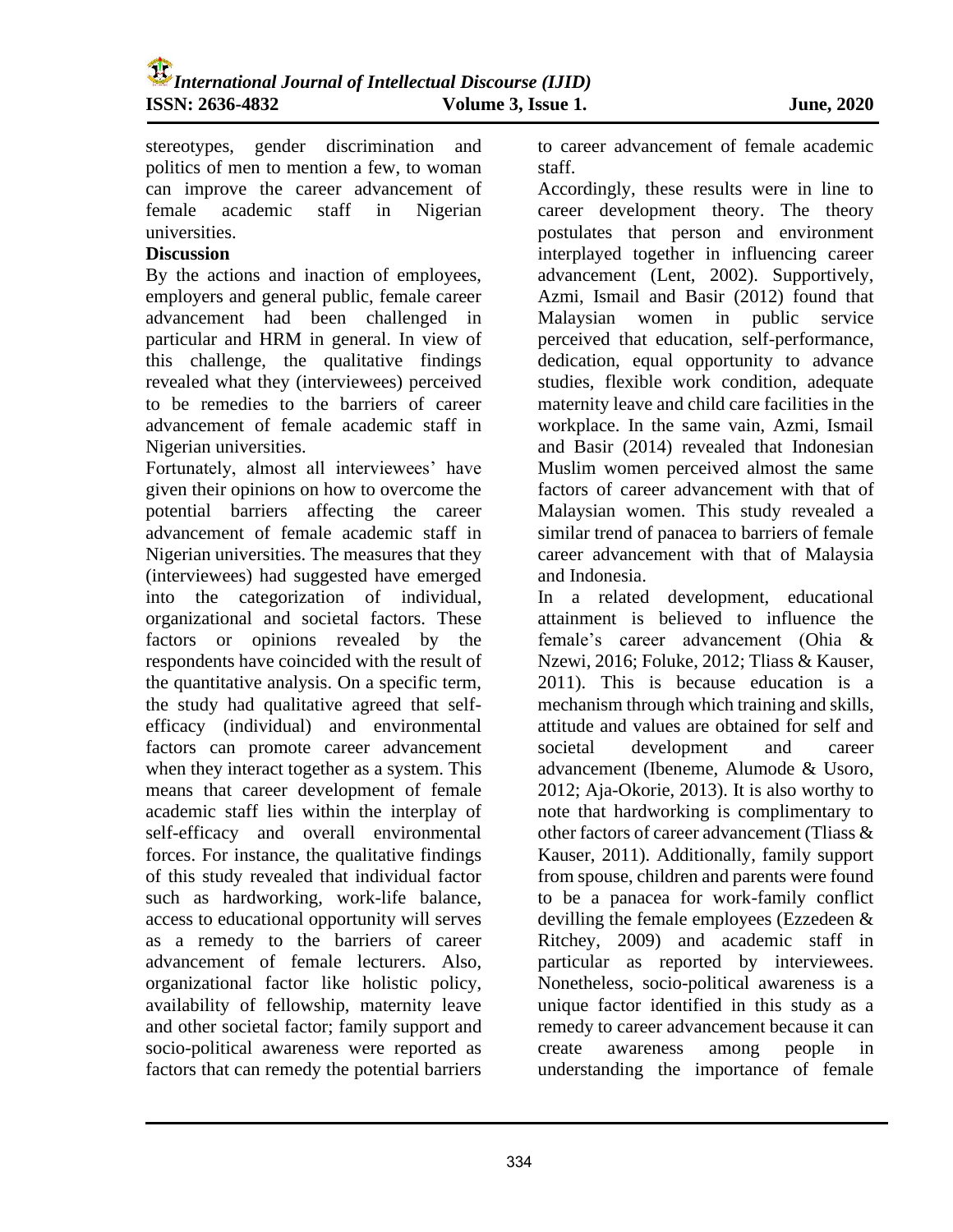stereotypes, gender discrimination and politics of men to mention a few, to woman can improve the career advancement of female academic staff in Nigerian universities.

**Discussion**

By the actions and inaction of employees, employers and general public, female career advancement had been challenged in particular and HRM in general. In view of this challenge, the qualitative findings revealed what they (interviewees) perceived to be remedies to the barriers of career advancement of female academic staff in Nigerian universities.

Fortunately, almost all interviewees' have given their opinions on how to overcome the potential barriers affecting the career advancement of female academic staff in Nigerian universities. The measures that they (interviewees) had suggested have emerged into the categorization of individual, organizational and societal factors. These factors or opinions revealed by the respondents have coincided with the result of the quantitative analysis. On a specific term, the study had qualitative agreed that self-efficacy (individual) and environmental factors can promote career advancement when they interact together as a system. This means that career development of female academic staff lies within the interplay of self-efficacy and overall environmental forces. For instance, the qualitative findings of this study revealed that individual factor such as hardworking, work-life balance, access to educational opportunity will serves as a remedy to the barriers of career advancement of female lecturers. Also, organizational factor like holistic policy, availability of fellowship, maternity leave and other societal factor; family support and socio-political awareness were reported as factors that can remedy the potential barriers to career advancement of female academic staff.

Accordingly, these results were in line to career development theory. The theory postulates that person and environment interplayed together in influencing career advancement (Lent, 2002). Supportively, Azmi, Ismail and Basir (2012) found that Malaysian women in public service perceived that education, self-performance, dedication, equal opportunity to advance studies, flexible work condition, adequate maternity leave and child care facilities in the workplace. In the same vain, Azmi, Ismail and Basir (2014) revealed that Indonesian Muslim women perceived almost the same factors of career advancement with that of Malaysian women. This study revealed a similar trend of panacea to barriers of female career advancement with that of Malaysia and Indonesia.

In a related development, educational attainment is believed to influence the female's career advancement (Ohia & Nzewi, 2016; Foluke, 2012; Tliass & Kauser, 2011). This is because education is a mechanism through which training and skills, attitude and values are obtained for self and societal development and career advancement (Ibeneme, Alumode & Usoro, 2012; Aja-Okorie, 2013). It is also worthy to note that hardworking is complimentary to other factors of career advancement (Tliass & Kauser, 2011). Additionally, family support from spouse, children and parents were found to be a panacea for work-family conflict devilling the female employees (Ezzedeen & Ritchey, 2009) and academic staff in particular as reported by interviewees. Nonetheless, socio-political awareness is a unique factor identified in this study as a remedy to career advancement because it can create awareness among people in understanding the importance of female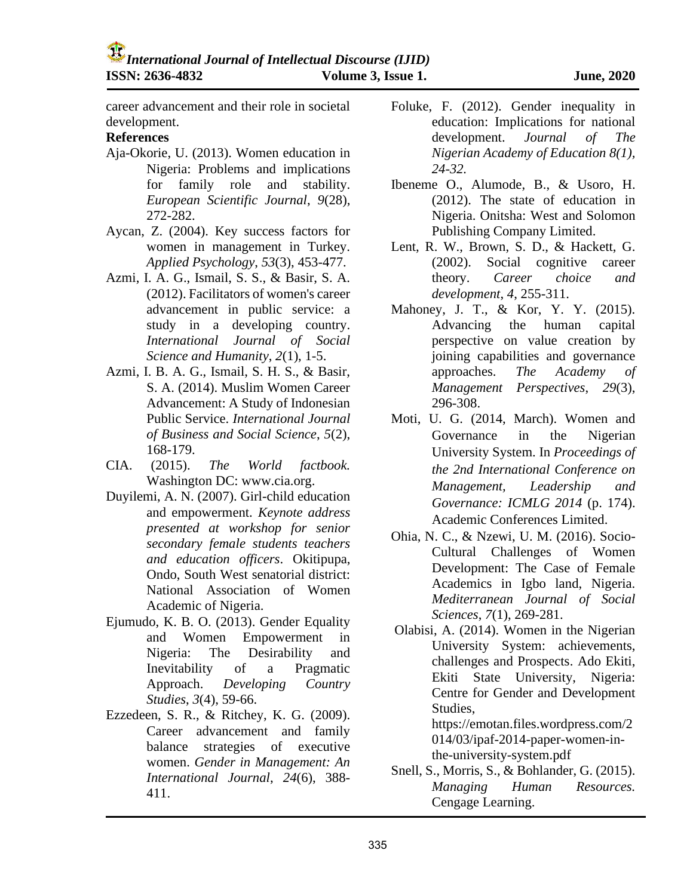career advancement and their role in societal development.

**References**

Aja-Okorie, U. (2013). Women education in Nigeria: Problems and implications for family role and stability. *European Scientific Journal*, *9*(28), 272-282.

Aycan, Z. (2004). Key success factors for women in management in Turkey. *Applied Psychology*, *53*(3), 453-477.

Azmi, I. A. G., Ismail, S. S., & Basir, S. A. (2012). Facilitators of women's career advancement in public service: a study in a developing country. *International Journal of Social Science and Humanity*, *2*(1), 1-5.

Azmi, I. B. A. G., Ismail, S. H. S., & Basir, S. A. (2014). Muslim Women Career Advancement: A Study of Indonesian Public Service. *International Journal of Business and Social Science*, *5*(2), 168-179.

CIA. (2015). *The World factbook.* Washington DC: www.cia.org.

Duyilemi, A. N. (2007). Girl-child education and empowerment. *Keynote address presented at workshop for senior secondary female students teachers and education officers*. Okitipupa, Ondo, South West senatorial district: National Association of Women Academic of Nigeria.

Ejumudo, K. B. O. (2013). Gender Equality and Women Empowerment in Nigeria: The Desirability and Inevitability of a Pragmatic Approach. *Developing Country Studies*, *3*(4), 59-66.

Ezzedeen, S. R., & Ritchey, K. G. (2009). Career advancement and family balance strategies of executive women. *Gender in Management: An International Journal*, *24*(6), 388-411.

Foluke, F. (2012). Gender inequality in education: Implications for national development. *Journal of The Nigerian Academy of Education 8(1), 24-32.*

Ibeneme O., Alumode, B., & Usoro, H. (2012). The state of education in Nigeria. Onitsha: West and Solomon Publishing Company Limited.

Lent, R. W., Brown, S. D., & Hackett, G. (2002). Social cognitive career theory. *Career choice and development*, *4*, 255-311.

Mahoney, J. T., & Kor, Y. Y. (2015). Advancing the human capital perspective on value creation by joining capabilities and governance approaches. *The Academy of Management Perspectives*, *29*(3), 296-308.

Moti, U. G. (2014, March). Women and Governance in the Nigerian University System. In *Proceedings of the 2nd International Conference on Management, Leadership and Governance: ICMLG 2014* (p. 174). Academic Conferences Limited.

Ohia, N. C., & Nzewi, U. M. (2016). Socio-Cultural Challenges of Women Development: The Case of Female Academics in Igbo land, Nigeria. *Mediterranean Journal of Social Sciences*, *7*(1), 269-281.

Olabisi, A. (2014). Women in the Nigerian University System: achievements, challenges and Prospects. Ado Ekiti, Ekiti State University, Nigeria: Centre for Gender and Development Studies, https://emotan.files.wordpress.com/2014/03/ipaf-2014-paper-women-in-the-university-system.pdf

Snell, S., Morris, S., & Bohlander, G. (2015). *Managing Human Resources.* Cengage Learning.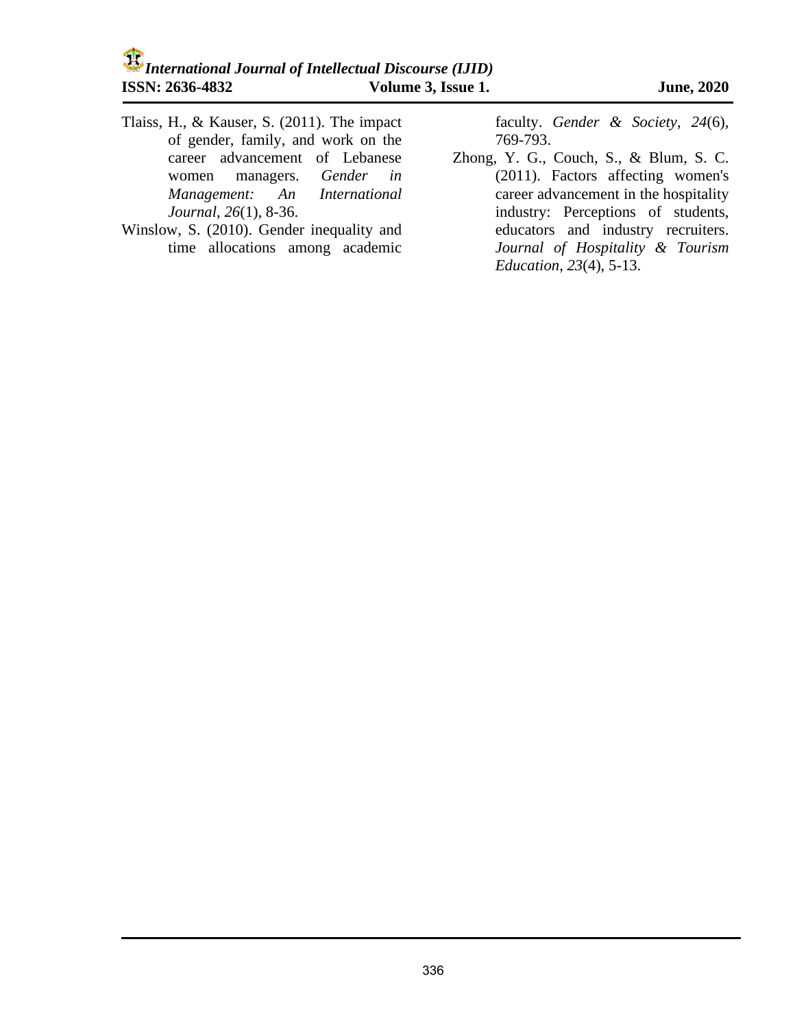Tlaiss, H., & Kauser, S. (2011). The impact of gender, family, and work on the career advancement of Lebanese women managers. *Gender in Management: An International Journal*, *26*(1), 8-36.

Winslow, S. (2010). Gender inequality and time allocations among academic faculty. *Gender & Society*, *24*(6), 769-793.

Zhong, Y. G., Couch, S., & Blum, S. C. (2011). Factors affecting women's career advancement in the hospitality industry: Perceptions of students, educators and industry recruiters. *Journal of Hospitality & Tourism Education*, *23*(4), 5-13.